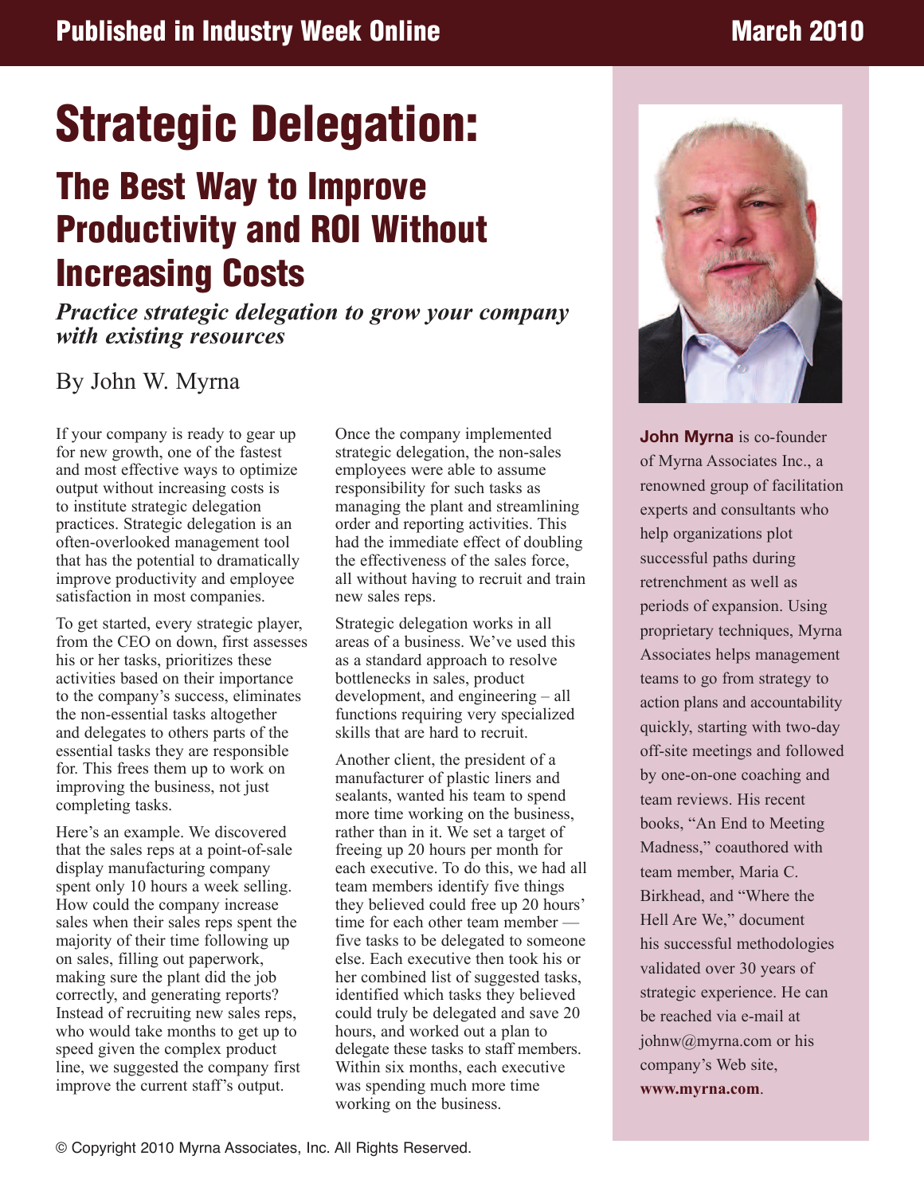# Strategic Delegation:

## The Best Way to Improve Productivity and ROI Without Increasing Costs

***Practice strategic delegation to grow your company with existing resources***

By John W. Myrna

If your company is ready to gear up for new growth, one of the fastest and most effective ways to optimize output without increasing costs is to institute strategic delegation practices. Strategic delegation is an often-overlooked management tool that has the potential to dramatically improve productivity and employee satisfaction in most companies.

To get started, every strategic player, from the CEO on down, first assesses his or her tasks, prioritizes these activities based on their importance to the company's success, eliminates the non-essential tasks altogether and delegates to others parts of the essential tasks they are responsible for. This frees them up to work on improving the business, not just completing tasks.

Here's an example. We discovered that the sales reps at a point-of-sale display manufacturing company spent only 10 hours a week selling. How could the company increase sales when their sales reps spent the majority of their time following up on sales, filling out paperwork, making sure the plant did the job correctly, and generating reports? Instead of recruiting new sales reps, who would take months to get up to speed given the complex product line, we suggested the company first improve the current staff's output.

Once the company implemented strategic delegation, the non-sales employees were able to assume responsibility for such tasks as managing the plant and streamlining order and reporting activities. This had the immediate effect of doubling the effectiveness of the sales force, all without having to recruit and train new sales reps.

Strategic delegation works in all areas of a business. We've used this as a standard approach to resolve bottlenecks in sales, product development, and engineering – all functions requiring very specialized skills that are hard to recruit.

Another client, the president of a manufacturer of plastic liners and sealants, wanted his team to spend more time working on the business, rather than in it. We set a target of freeing up 20 hours per month for each executive. To do this, we had all team members identify five things they believed could free up 20 hours' time for each other team member — five tasks to be delegated to someone else. Each executive then took his or her combined list of suggested tasks, identified which tasks they believed could truly be delegated and save 20 hours, and worked out a plan to delegate these tasks to staff members. Within six months, each executive was spending much more time working on the business.

**John Myrna** is co-founder of Myrna Associates Inc., a renowned group of facilitation experts and consultants who help organizations plot successful paths during retrenchment as well as periods of expansion. Using proprietary techniques, Myrna Associates helps management teams to go from strategy to action plans and accountability quickly, starting with two-day off-site meetings and followed by one-on-one coaching and team reviews. His recent books, "An End to Meeting Madness," coauthored with team member, Maria C. Birkhead, and "Where the Hell Are We," document his successful methodologies validated over 30 years of strategic experience. He can be reached via e-mail at johnw@myrna.com or his company's Web site, **www.myrna.com**.

© Copyright 2010 Myrna Associates, Inc. All Rights Reserved.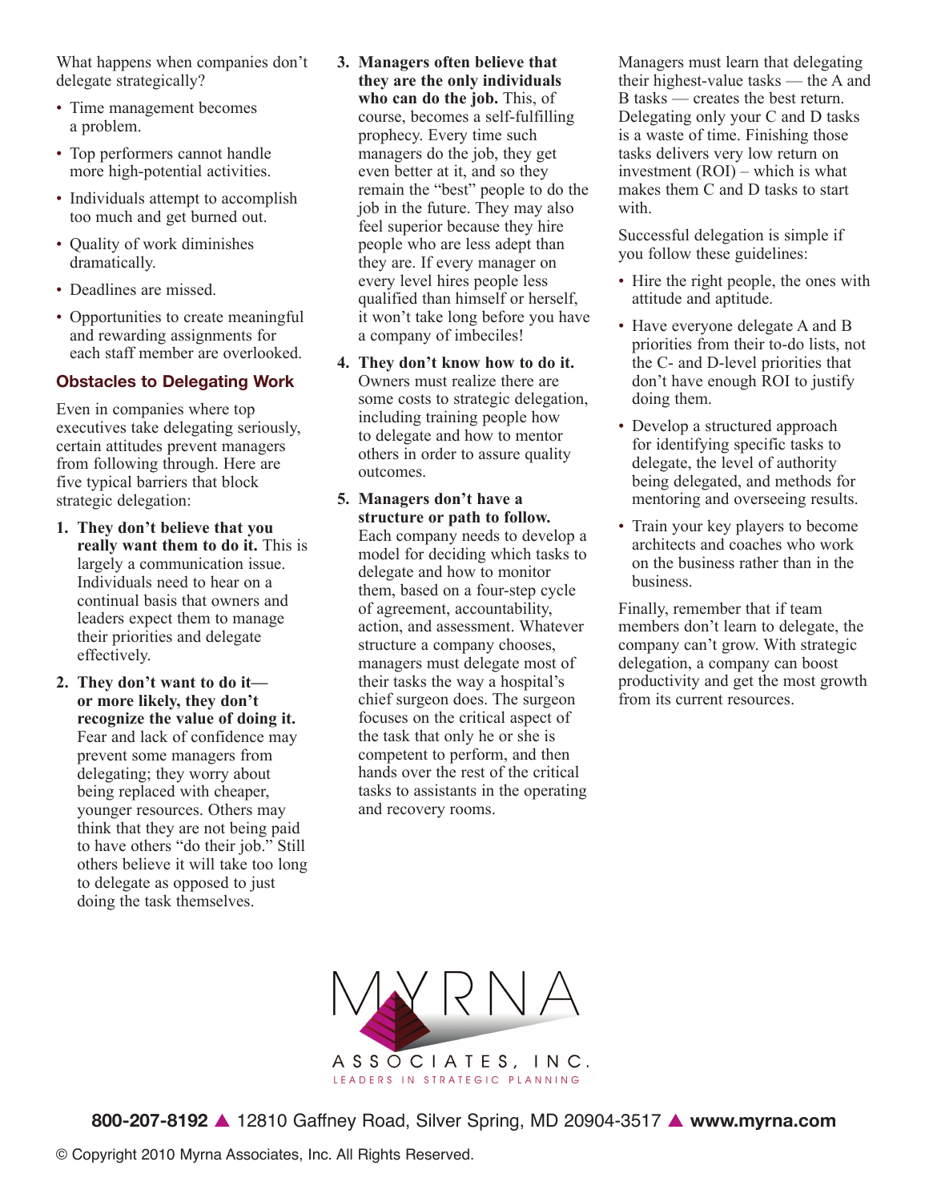What happens when companies don't delegate strategically?

- Time management becomes a problem.
- Top performers cannot handle more high-potential activities.
- Individuals attempt to accomplish too much and get burned out.
- Quality of work diminishes dramatically.
- Deadlines are missed.
- Opportunities to create meaningful and rewarding assignments for each staff member are overlooked.

## Obstacles to Delegating Work

Even in companies where top executives take delegating seriously, certain attitudes prevent managers from following through. Here are five typical barriers that block strategic delegation:

1. **They don't believe that you really want them to do it.** This is largely a communication issue. Individuals need to hear on a continual basis that owners and leaders expect them to manage their priorities and delegate effectively.
2. **They don't want to do it— or more likely, they don't recognize the value of doing it.** Fear and lack of confidence may prevent some managers from delegating; they worry about being replaced with cheaper, younger resources. Others may think that they are not being paid to have others "do their job." Still others believe it will take too long to delegate as opposed to just doing the task themselves.
3. **Managers often believe that they are the only individuals who can do the job.** This, of course, becomes a self-fulfilling prophecy. Every time such managers do the job, they get even better at it, and so they remain the "best" people to do the job in the future. They may also feel superior because they hire people who are less adept than they are. If every manager on every level hires people less qualified than himself or herself, it won't take long before you have a company of imbeciles!
4. **They don't know how to do it.** Owners must realize there are some costs to strategic delegation, including training people how to delegate and how to mentor others in order to assure quality outcomes.
5. **Managers don't have a structure or path to follow.** Each company needs to develop a model for deciding which tasks to delegate and how to monitor them, based on a four-step cycle of agreement, accountability, action, and assessment. Whatever structure a company chooses, managers must delegate most of their tasks the way a hospital's chief surgeon does. The surgeon focuses on the critical aspect of the task that only he or she is competent to perform, and then hands over the rest of the critical tasks to assistants in the operating and recovery rooms.

Managers must learn that delegating their highest-value tasks — the A and B tasks — creates the best return. Delegating only your C and D tasks is a waste of time. Finishing those tasks delivers very low return on investment (ROI) – which is what makes them C and D tasks to start with.

Successful delegation is simple if you follow these guidelines:

- Hire the right people, the ones with attitude and aptitude.
- Have everyone delegate A and B priorities from their to-do lists, not the C- and D-level priorities that don't have enough ROI to justify doing them.
- Develop a structured approach for identifying specific tasks to delegate, the level of authority being delegated, and methods for mentoring and overseeing results.
- Train your key players to become architects and coaches who work on the business rather than in the business.

Finally, remember that if team members don't learn to delegate, the company can't grow. With strategic delegation, a company can boost productivity and get the most growth from its current resources.

MYRNA
ASSOCIATES, INC.
LEADERS IN STRATEGIC PLANNING

**800-207-8192** ▲ 12810 Gaffney Road, Silver Spring, MD 20904-3517 ▲ **www.myrna.com**

© Copyright 2010 Myrna Associates, Inc. All Rights Reserved.